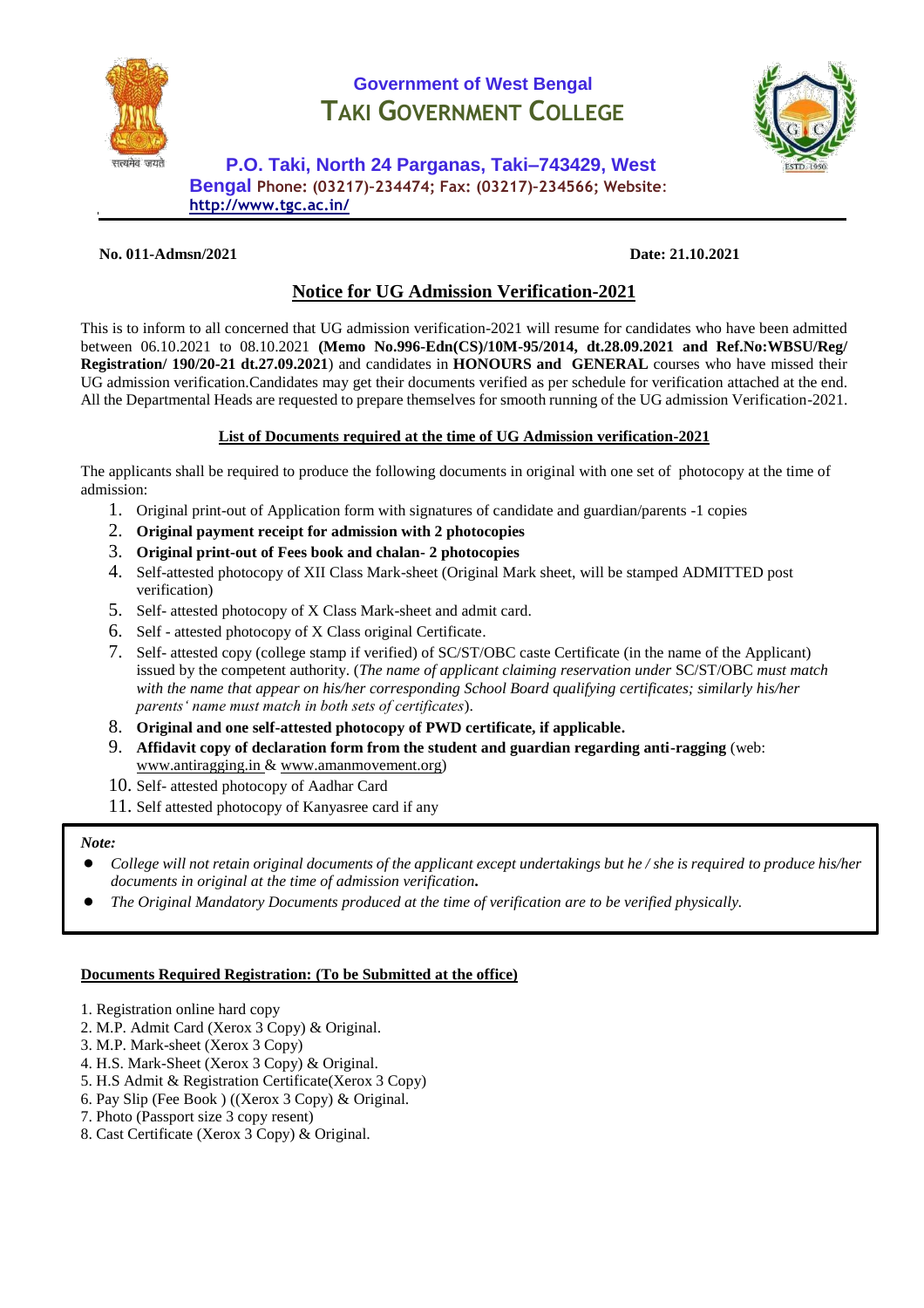# Government of West Bengal

# TAKI GOVERNMENT COLLEGE

**P.O. Taki, North 24 Parganas, Taki–743429, West Bengal Phone: (03217)-234474; Fax: (03217)-234566; Website: http://www.tgc.ac.in/**

**No. 011-Admsn/2021** **Date: 21.10.2021**

## Notice for UG Admission Verification-2021

This is to inform to all concerned that UG admission verification-2021 will resume for candidates who have been admitted between 06.10.2021 to 08.10.2021 **(Memo No.996-Edn(CS)/10M-95/2014, dt.28.09.2021 and Ref.No:WBSU/Reg/ Registration/ 190/20-21 dt.27.09.2021**) and candidates in **HONOURS and GENERAL** courses who have missed their UG admission verification.Candidates may get their documents verified as per schedule for verification attached at the end. All the Departmental Heads are requested to prepare themselves for smooth running of the UG admission Verification-2021.

### List of Documents required at the time of UG Admission verification-2021

The applicants shall be required to produce the following documents in original with one set of photocopy at the time of admission:

1. Original print-out of Application form with signatures of candidate and guardian/parents -1 copies
2. **Original payment receipt for admission with 2 photocopies**
3. **Original print-out of Fees book and chalan- 2 photocopies**
4. Self-attested photocopy of XII Class Mark-sheet (Original Mark sheet, will be stamped ADMITTED post verification)
5. Self- attested photocopy of X Class Mark-sheet and admit card.
6. Self - attested photocopy of X Class original Certificate.
7. Self- attested copy (college stamp if verified) of SC/ST/OBC caste Certificate (in the name of the Applicant) issued by the competent authority. (*The name of applicant claiming reservation under* SC/ST/OBC *must match with the name that appear on his/her corresponding School Board qualifying certificates; similarly his/her parents' name must match in both sets of certificates*).
8. **Original and one self-attested photocopy of PWD certificate, if applicable.**
9. **Affidavit copy of declaration form from the student and guardian regarding anti-ragging** (web: www.antiragging.in & www.amanmovement.org)
10. Self- attested photocopy of Aadhar Card
11. Self attested photocopy of Kanyasree card if any

***Note:***

- *College will not retain original documents of the applicant except undertakings but he / she is required to produce his/her documents in original at the time of admission verification.*
- *The Original Mandatory Documents produced at the time of verification are to be verified physically.*

### Documents Required Registration: (To be Submitted at the office)

1. Registration online hard copy
2. M.P. Admit Card (Xerox 3 Copy) & Original.
3. M.P. Mark-sheet (Xerox 3 Copy)
4. H.S. Mark-Sheet (Xerox 3 Copy) & Original.
5. H.S Admit & Registration Certificate(Xerox 3 Copy)
6. Pay Slip (Fee Book ) ((Xerox 3 Copy) & Original.
7. Photo (Passport size 3 copy resent)
8. Cast Certificate (Xerox 3 Copy) & Original.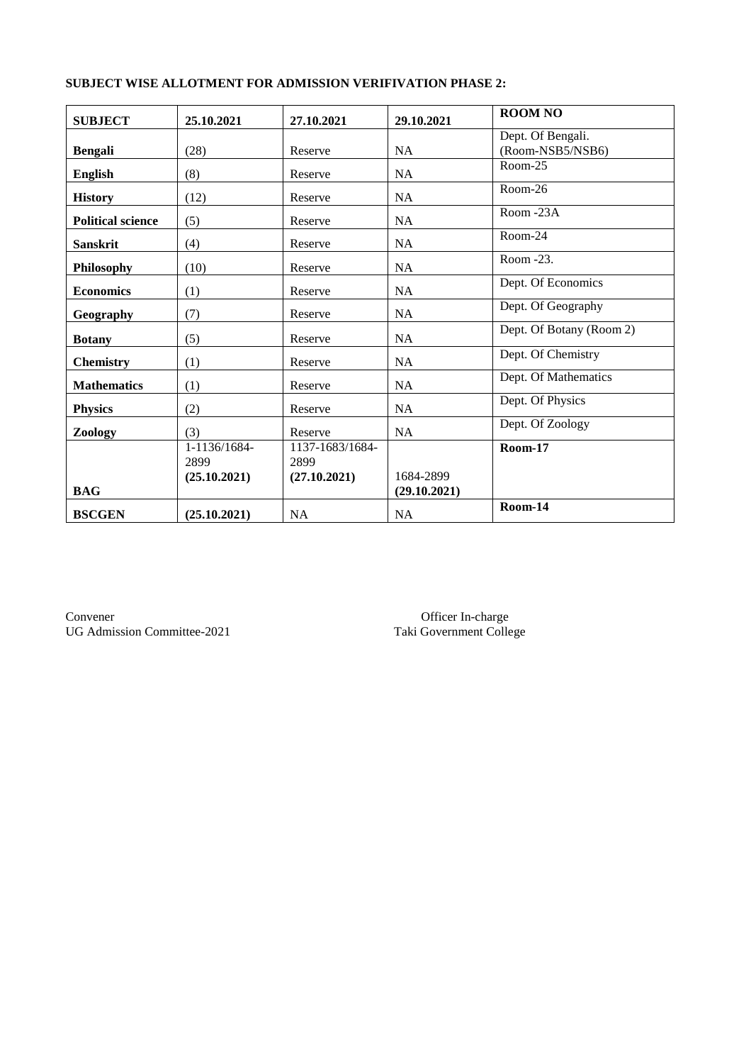**SUBJECT WISE ALLOTMENT FOR ADMISSION VERIFIVATION PHASE 2:**

| SUBJECT | 25.10.2021 | 27.10.2021 | 29.10.2021 | ROOM NO |
|---|---|---|---|---|
| **Bengali** | (28) | Reserve | NA | Dept. Of Bengali. (Room-NSB5/NSB6) |
| **English** | (8) | Reserve | NA | Room-25 |
| **History** | (12) | Reserve | NA | Room-26 |
| **Political science** | (5) | Reserve | NA | Room -23A |
| **Sanskrit** | (4) | Reserve | NA | Room-24 |
| **Philosophy** | (10) | Reserve | NA | Room -23. |
| **Economics** | (1) | Reserve | NA | Dept. Of Economics |
| **Geography** | (7) | Reserve | NA | Dept. Of Geography |
| **Botany** | (5) | Reserve | NA | Dept. Of Botany (Room 2) |
| **Chemistry** | (1) | Reserve | NA | Dept. Of Chemistry |
| **Mathematics** | (1) | Reserve | NA | Dept. Of Mathematics |
| **Physics** | (2) | Reserve | NA | Dept. Of Physics |
| **Zoology** | (3) | Reserve | NA | Dept. Of Zoology |
| **BAG** | 1-1136/1684-2899 **(25.10.2021)** | 1137-1683/1684-2899 **(27.10.2021)** | 1684-2899 **(29.10.2021)** | **Room-17** |
| **BSCGEN** | **(25.10.2021)** | NA | NA | **Room-14** |

Convener
UG Admission Committee-2021

Officer In-charge
Taki Government College